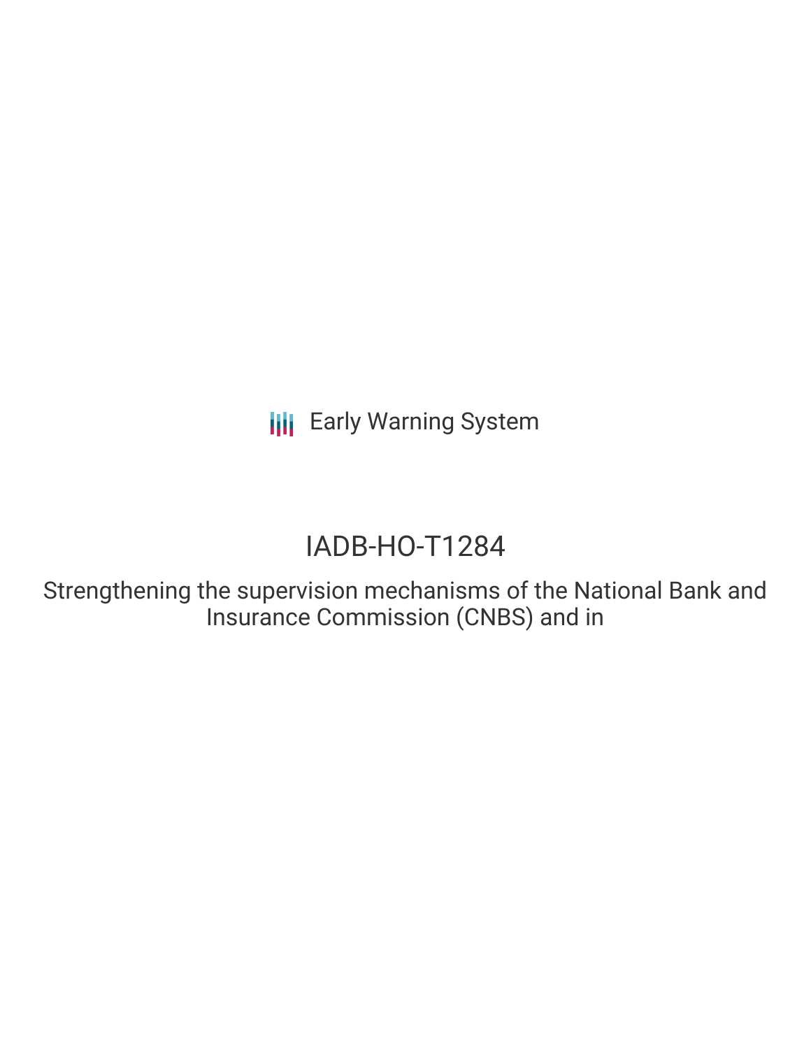Early Warning System

# IADB-HO-T1284

## Strengthening the supervision mechanisms of the National Bank and Insurance Commission (CNBS) and in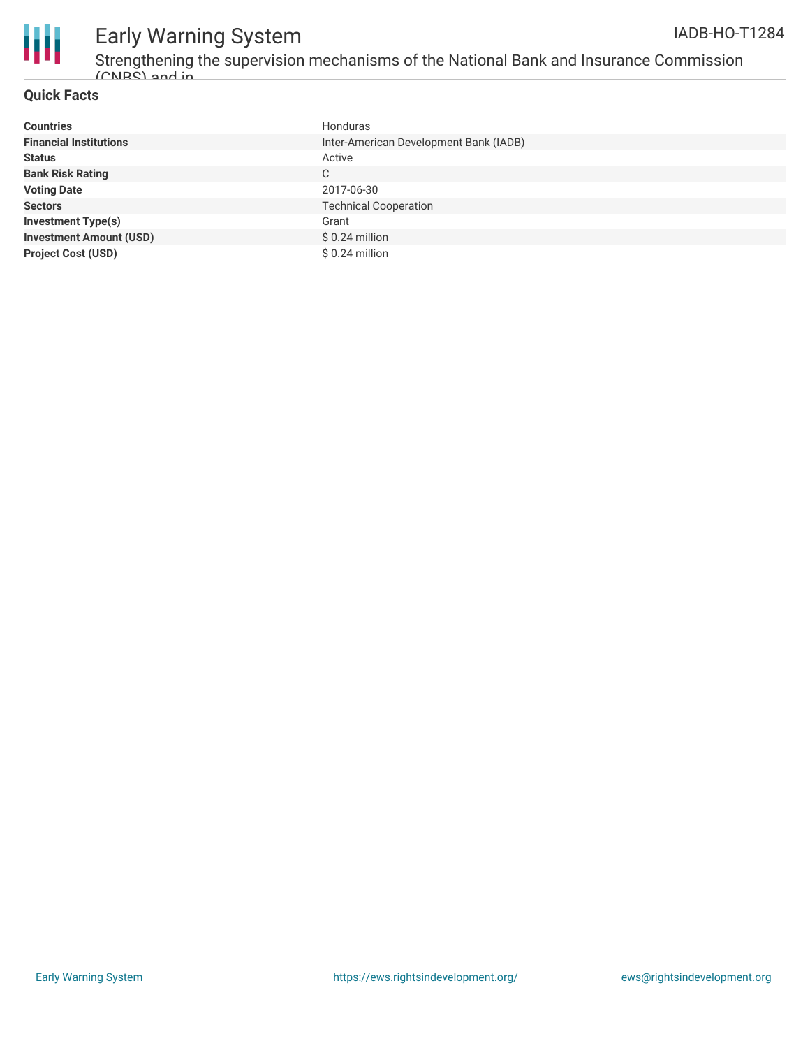## Quick Facts

| | |
|---|---|
| **Countries** | Honduras |
| **Financial Institutions** | Inter-American Development Bank (IADB) |
| **Status** | Active |
| **Bank Risk Rating** | C |
| **Voting Date** | 2017-06-30 |
| **Sectors** | Technical Cooperation |
| **Investment Type(s)** | Grant |
| **Investment Amount (USD)** | $ 0.24 million |
| **Project Cost (USD)** | $ 0.24 million |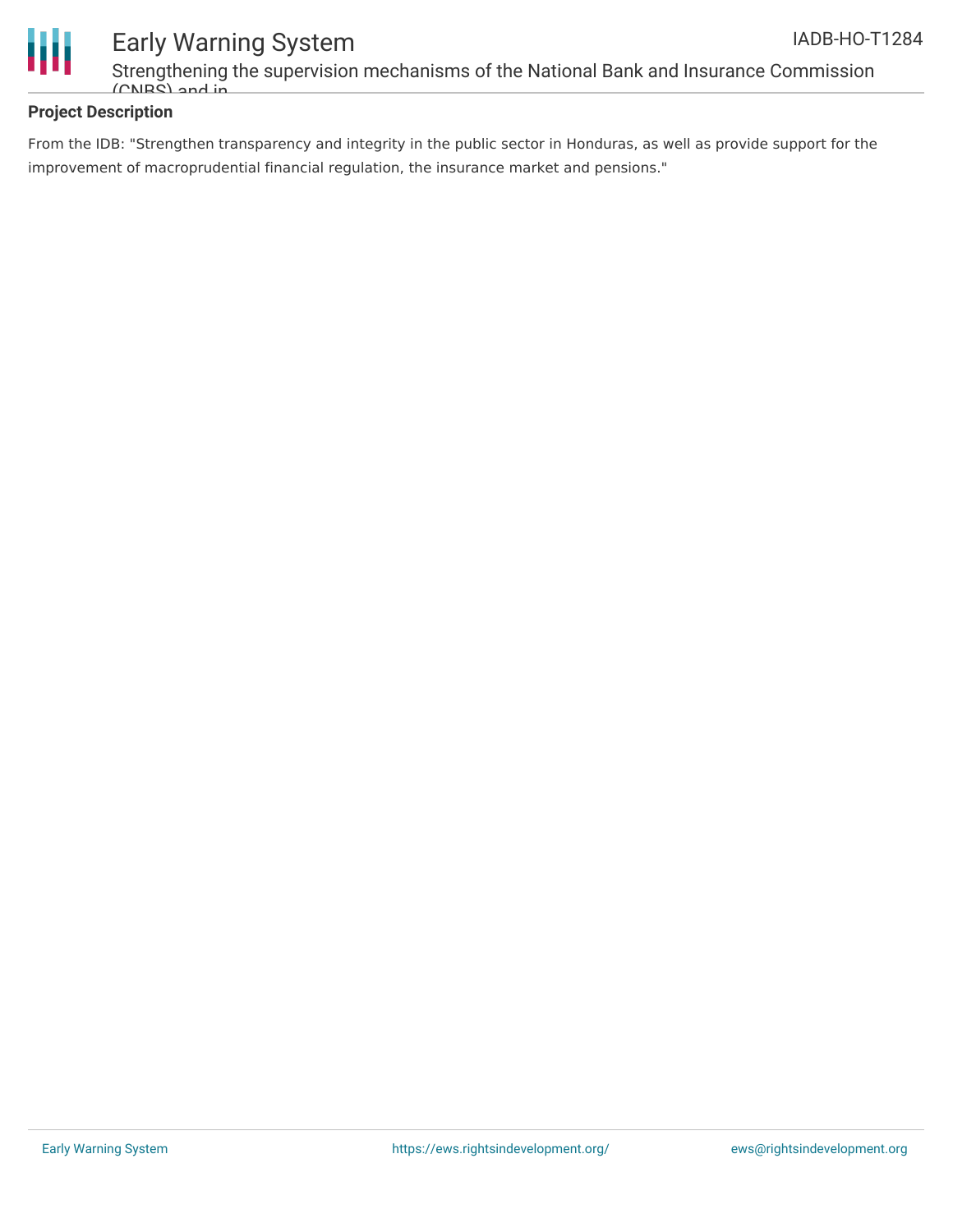**Project Description**

From the IDB: "Strengthen transparency and integrity in the public sector in Honduras, as well as provide support for the improvement of macroprudential financial regulation, the insurance market and pensions."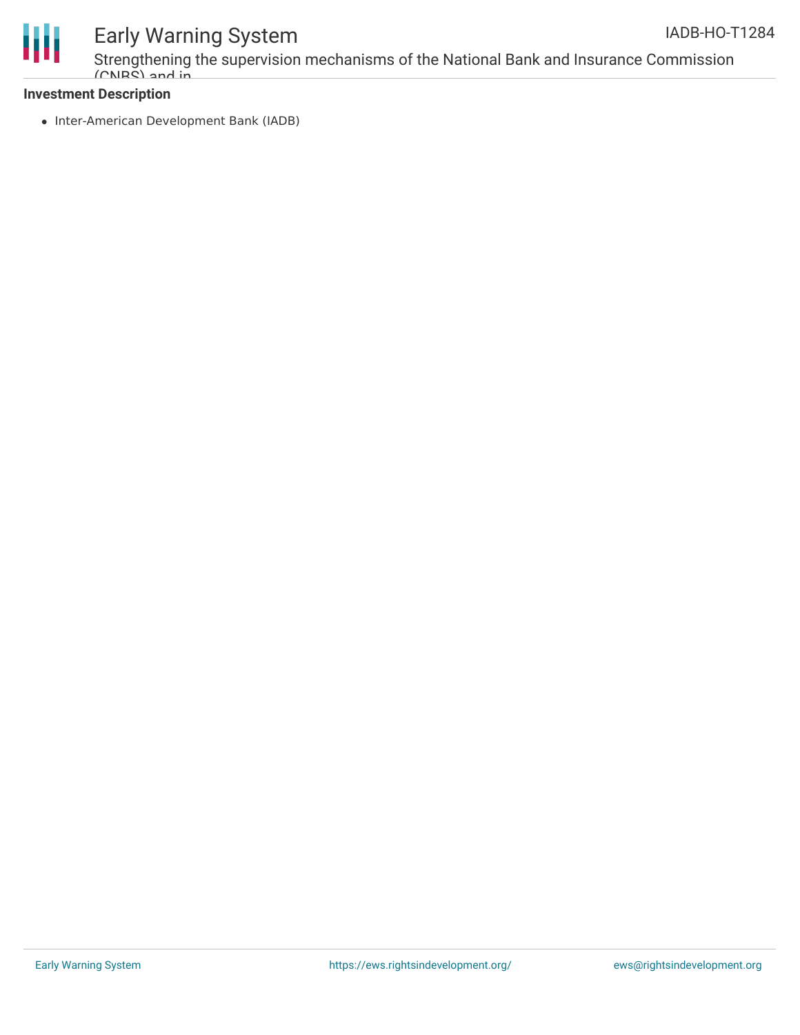**Investment Description**

- Inter-American Development Bank (IADB)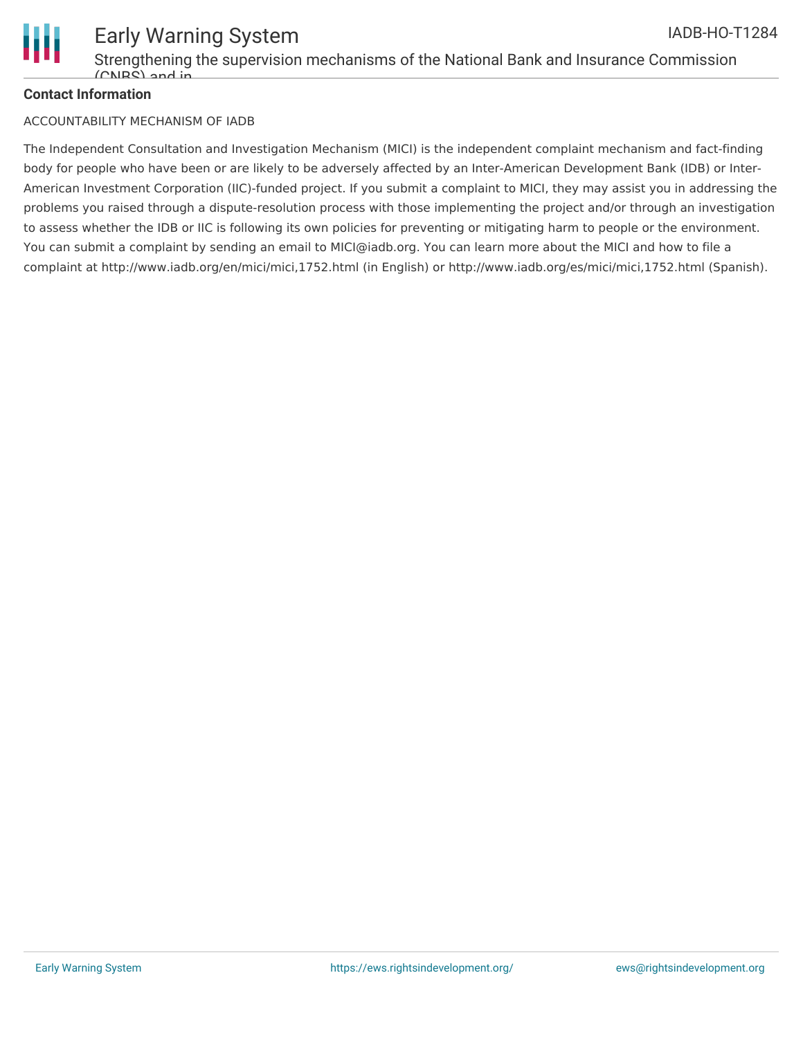**Contact Information**

ACCOUNTABILITY MECHANISM OF IADB

The Independent Consultation and Investigation Mechanism (MICI) is the independent complaint mechanism and fact-finding body for people who have been or are likely to be adversely affected by an Inter-American Development Bank (IDB) or Inter-American Investment Corporation (IIC)-funded project. If you submit a complaint to MICI, they may assist you in addressing the problems you raised through a dispute-resolution process with those implementing the project and/or through an investigation to assess whether the IDB or IIC is following its own policies for preventing or mitigating harm to people or the environment. You can submit a complaint by sending an email to MICI@iadb.org. You can learn more about the MICI and how to file a complaint at http://www.iadb.org/en/mici/mici,1752.html (in English) or http://www.iadb.org/es/mici/mici,1752.html (Spanish).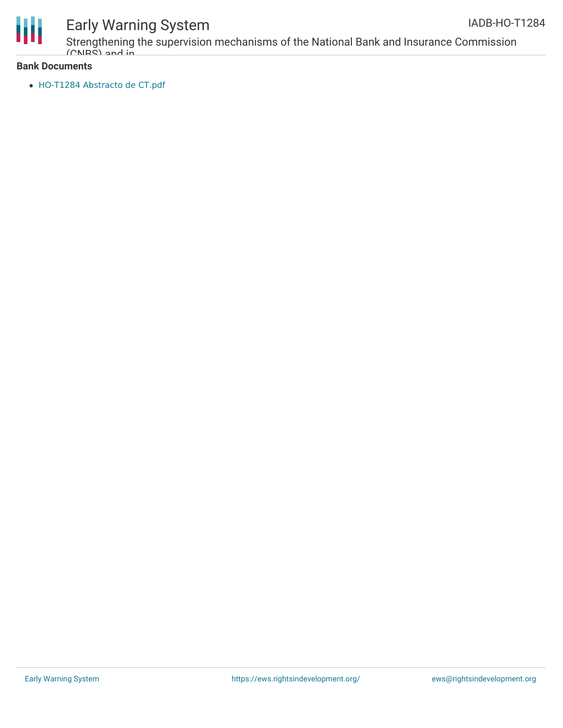**Bank Documents**

- HO-T1284 Abstracto de CT.pdf